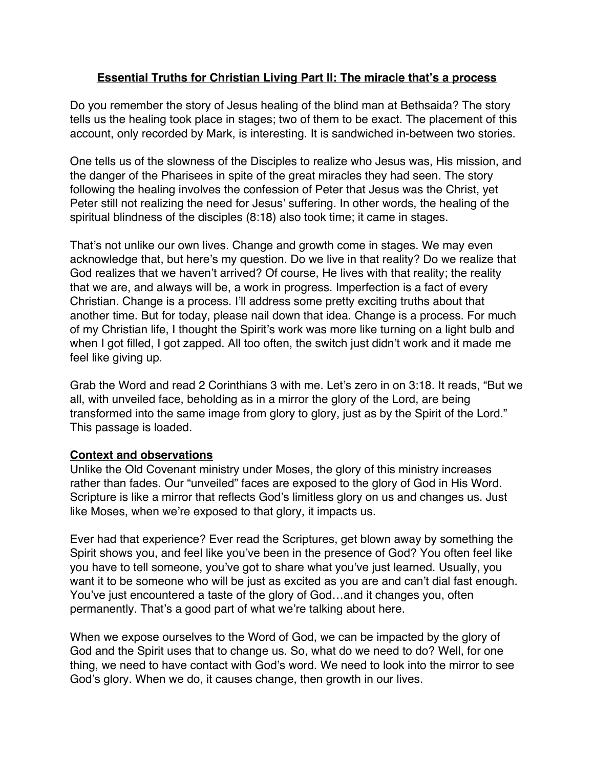# Essential Truths for Christian Living Part II: The miracle that's a process

Do you remember the story of Jesus healing of the blind man at Bethsaida? The story tells us the healing took place in stages; two of them to be exact. The placement of this account, only recorded by Mark, is interesting. It is sandwiched in-between two stories.

One tells us of the slowness of the Disciples to realize who Jesus was, His mission, and the danger of the Pharisees in spite of the great miracles they had seen. The story following the healing involves the confession of Peter that Jesus was the Christ, yet Peter still not realizing the need for Jesus' suffering. In other words, the healing of the spiritual blindness of the disciples (8:18) also took time; it came in stages.

That's not unlike our own lives. Change and growth come in stages. We may even acknowledge that, but here's my question. Do we live in that reality? Do we realize that God realizes that we haven't arrived? Of course, He lives with that reality; the reality that we are, and always will be, a work in progress. Imperfection is a fact of every Christian. Change is a process. I'll address some pretty exciting truths about that another time. But for today, please nail down that idea. Change is a process. For much of my Christian life, I thought the Spirit's work was more like turning on a light bulb and when I got filled, I got zapped. All too often, the switch just didn't work and it made me feel like giving up.

Grab the Word and read 2 Corinthians 3 with me. Let's zero in on 3:18. It reads, "But we all, with unveiled face, beholding as in a mirror the glory of the Lord, are being transformed into the same image from glory to glory, just as by the Spirit of the Lord." This passage is loaded.

## Context and observations

Unlike the Old Covenant ministry under Moses, the glory of this ministry increases rather than fades. Our "unveiled" faces are exposed to the glory of God in His Word. Scripture is like a mirror that reflects God's limitless glory on us and changes us. Just like Moses, when we're exposed to that glory, it impacts us.

Ever had that experience? Ever read the Scriptures, get blown away by something the Spirit shows you, and feel like you've been in the presence of God? You often feel like you have to tell someone, you've got to share what you've just learned. Usually, you want it to be someone who will be just as excited as you are and can't dial fast enough. You've just encountered a taste of the glory of God…and it changes you, often permanently. That's a good part of what we're talking about here.

When we expose ourselves to the Word of God, we can be impacted by the glory of God and the Spirit uses that to change us. So, what do we need to do? Well, for one thing, we need to have contact with God's word. We need to look into the mirror to see God's glory. When we do, it causes change, then growth in our lives.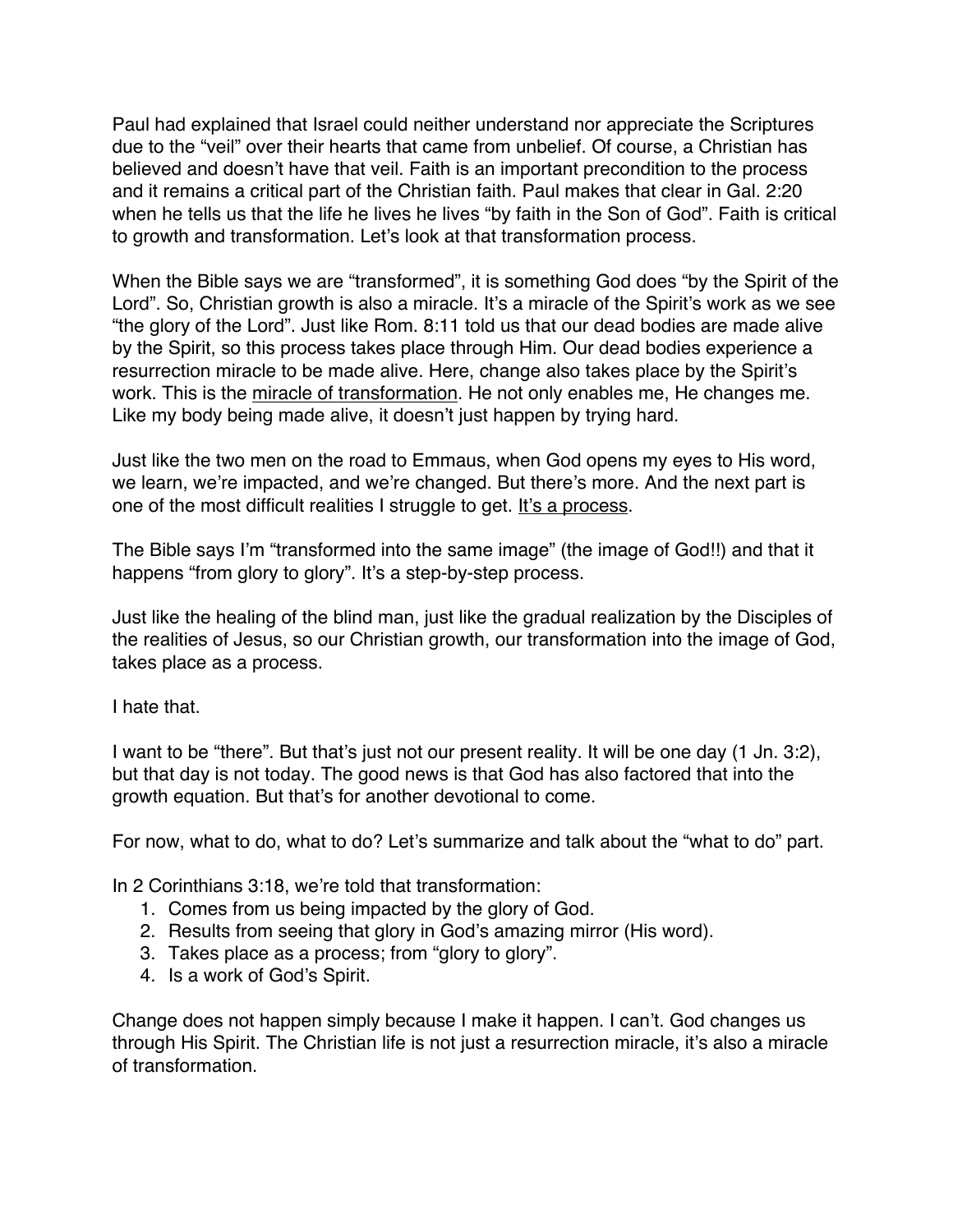Paul had explained that Israel could neither understand nor appreciate the Scriptures due to the "veil" over their hearts that came from unbelief. Of course, a Christian has believed and doesn't have that veil. Faith is an important precondition to the process and it remains a critical part of the Christian faith. Paul makes that clear in Gal. 2:20 when he tells us that the life he lives he lives "by faith in the Son of God". Faith is critical to growth and transformation. Let's look at that transformation process.

When the Bible says we are "transformed", it is something God does "by the Spirit of the Lord". So, Christian growth is also a miracle. It's a miracle of the Spirit's work as we see "the glory of the Lord". Just like Rom. 8:11 told us that our dead bodies are made alive by the Spirit, so this process takes place through Him. Our dead bodies experience a resurrection miracle to be made alive. Here, change also takes place by the Spirit's work. This is the <u>miracle of transformation</u>. He not only enables me, He changes me. Like my body being made alive, it doesn't just happen by trying hard.

Just like the two men on the road to Emmaus, when God opens my eyes to His word, we learn, we're impacted, and we're changed. But there's more. And the next part is one of the most difficult realities I struggle to get. <u>It's a process</u>.

The Bible says I'm "transformed into the same image" (the image of God!!) and that it happens "from glory to glory". It's a step-by-step process.

Just like the healing of the blind man, just like the gradual realization by the Disciples of the realities of Jesus, so our Christian growth, our transformation into the image of God, takes place as a process.

I hate that.

I want to be "there". But that's just not our present reality. It will be one day (1 Jn. 3:2), but that day is not today. The good news is that God has also factored that into the growth equation. But that's for another devotional to come.

For now, what to do, what to do? Let's summarize and talk about the "what to do" part.

In 2 Corinthians 3:18, we're told that transformation:

1. Comes from us being impacted by the glory of God.
2. Results from seeing that glory in God's amazing mirror (His word).
3. Takes place as a process; from "glory to glory".
4. Is a work of God's Spirit.

Change does not happen simply because I make it happen. I can't. God changes us through His Spirit. The Christian life is not just a resurrection miracle, it's also a miracle of transformation.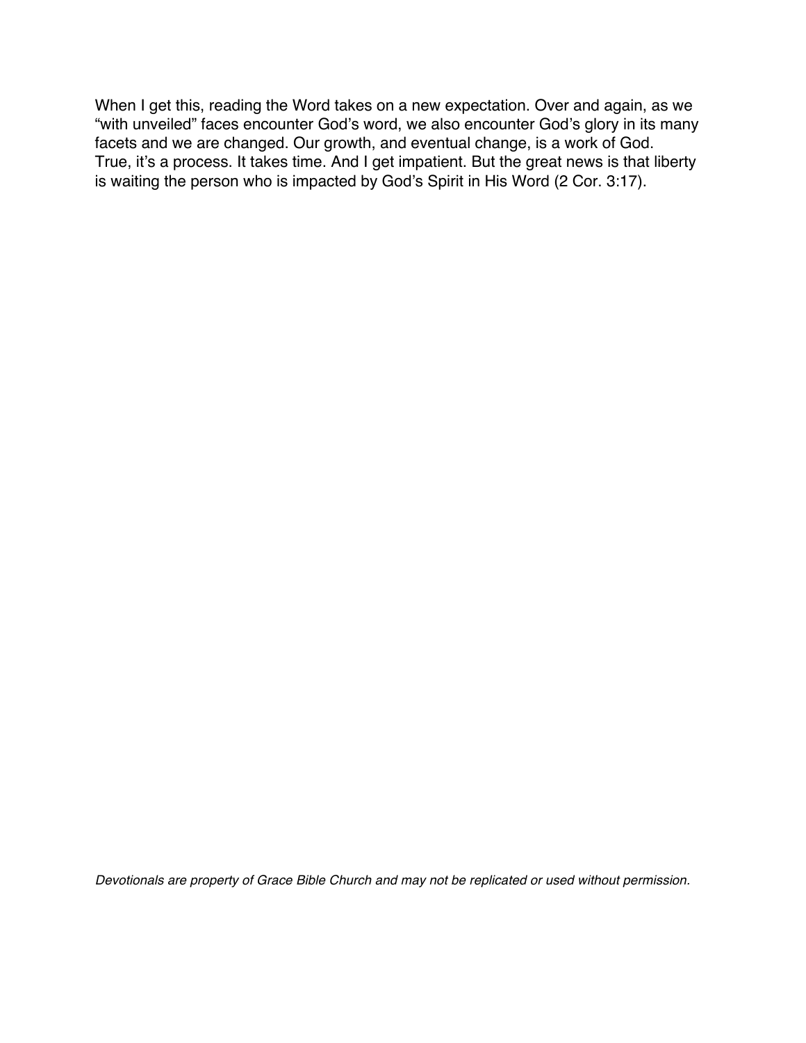When I get this, reading the Word takes on a new expectation. Over and again, as we "with unveiled" faces encounter God's word, we also encounter God's glory in its many facets and we are changed. Our growth, and eventual change, is a work of God. True, it's a process. It takes time. And I get impatient. But the great news is that liberty is waiting the person who is impacted by God's Spirit in His Word (2 Cor. 3:17).

*Devotionals are property of Grace Bible Church and may not be replicated or used without permission.*